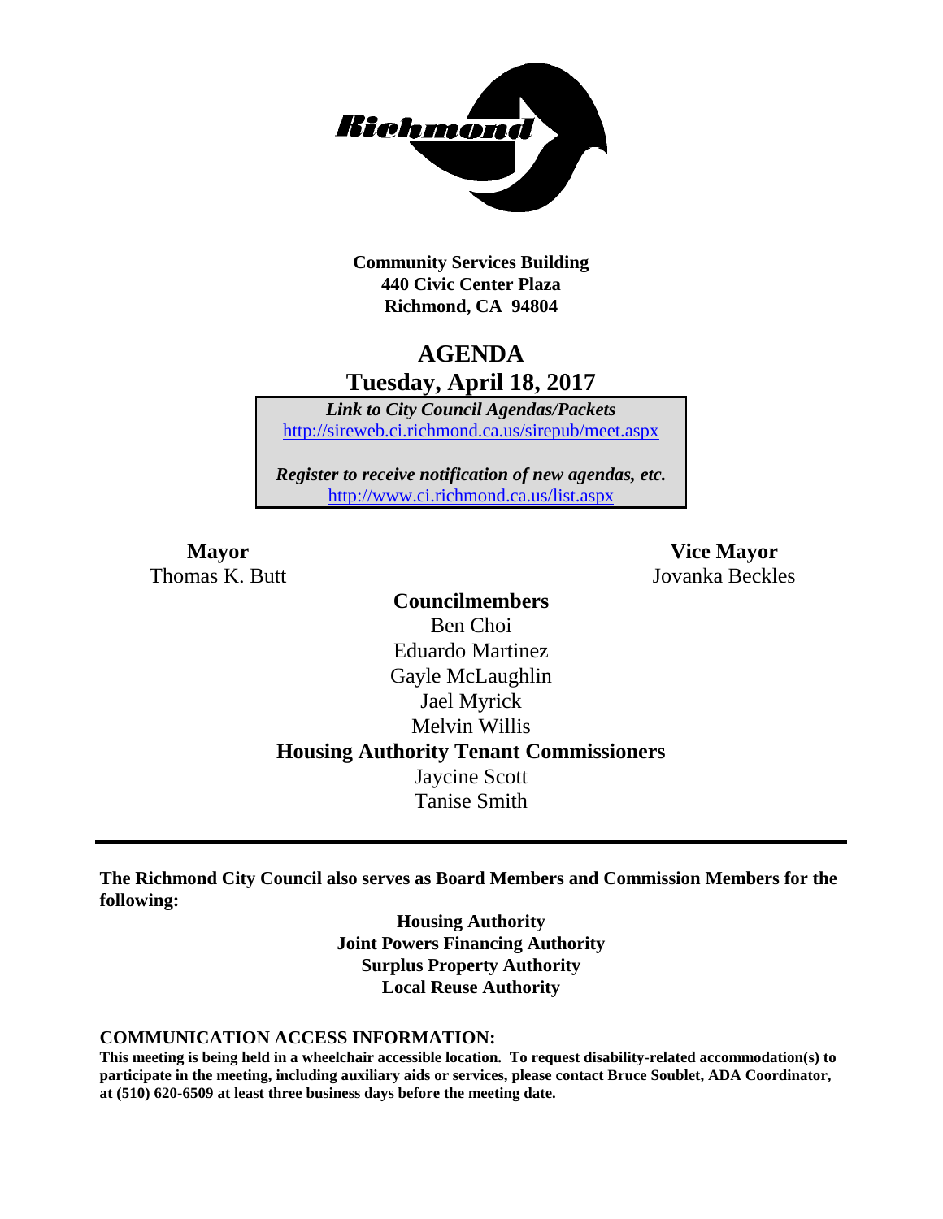**Community Services Building**
**440 Civic Center Plaza**
**Richmond, CA 94804**

# AGENDA
## Tuesday, April 18, 2017

***Link to City Council Agendas/Packets***
http://sireweb.ci.richmond.ca.us/sirepub/meet.aspx

***Register to receive notification of new agendas, etc.***
http://www.ci.richmond.ca.us/list.aspx

**Mayor**
Thomas K. Butt

**Vice Mayor**
Jovanka Beckles

**Councilmembers**
Ben Choi
Eduardo Martinez
Gayle McLaughlin
Jael Myrick
Melvin Willis

**Housing Authority Tenant Commissioners**
Jaycine Scott
Tanise Smith

---

**The Richmond City Council also serves as Board Members and Commission Members for the following:**

**Housing Authority**
**Joint Powers Financing Authority**
**Surplus Property Authority**
**Local Reuse Authority**

### COMMUNICATION ACCESS INFORMATION:

**This meeting is being held in a wheelchair accessible location. To request disability-related accommodation(s) to participate in the meeting, including auxiliary aids or services, please contact Bruce Soublet, ADA Coordinator, at (510) 620-6509 at least three business days before the meeting date.**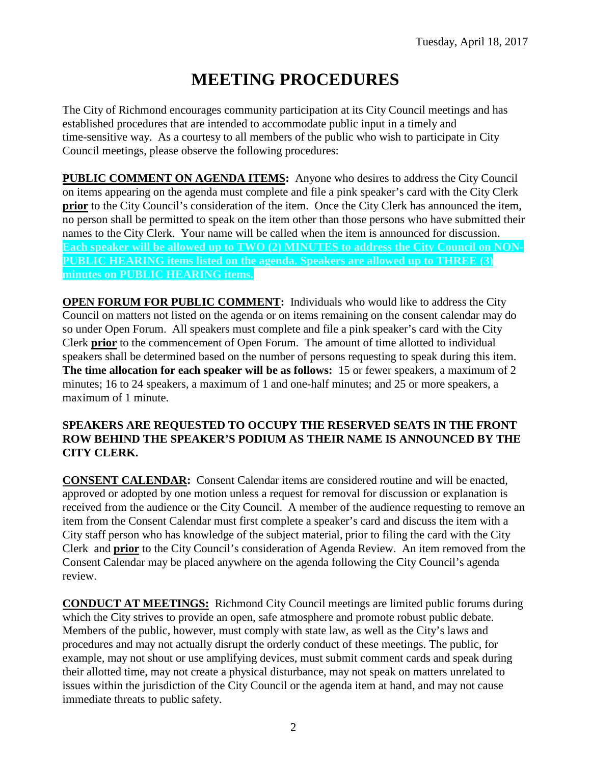Tuesday, April 18, 2017

# MEETING PROCEDURES

The City of Richmond encourages community participation at its City Council meetings and has established procedures that are intended to accommodate public input in a timely and time-sensitive way. As a courtesy to all members of the public who wish to participate in City Council meetings, please observe the following procedures:

**PUBLIC COMMENT ON AGENDA ITEMS:** Anyone who desires to address the City Council on items appearing on the agenda must complete and file a pink speaker's card with the City Clerk **prior** to the City Council's consideration of the item. Once the City Clerk has announced the item, no person shall be permitted to speak on the item other than those persons who have submitted their names to the City Clerk. Your name will be called when the item is announced for discussion. **Each speaker will be allowed up to TWO (2) MINUTES to address the City Council on NON-PUBLIC HEARING items listed on the agenda. Speakers are allowed up to THREE (3) minutes on PUBLIC HEARING items.**

**OPEN FORUM FOR PUBLIC COMMENT:** Individuals who would like to address the City Council on matters not listed on the agenda or on items remaining on the consent calendar may do so under Open Forum. All speakers must complete and file a pink speaker's card with the City Clerk **prior** to the commencement of Open Forum. The amount of time allotted to individual speakers shall be determined based on the number of persons requesting to speak during this item. **The time allocation for each speaker will be as follows:** 15 or fewer speakers, a maximum of 2 minutes; 16 to 24 speakers, a maximum of 1 and one-half minutes; and 25 or more speakers, a maximum of 1 minute.

**SPEAKERS ARE REQUESTED TO OCCUPY THE RESERVED SEATS IN THE FRONT ROW BEHIND THE SPEAKER'S PODIUM AS THEIR NAME IS ANNOUNCED BY THE CITY CLERK.**

**CONSENT CALENDAR:** Consent Calendar items are considered routine and will be enacted, approved or adopted by one motion unless a request for removal for discussion or explanation is received from the audience or the City Council. A member of the audience requesting to remove an item from the Consent Calendar must first complete a speaker's card and discuss the item with a City staff person who has knowledge of the subject material, prior to filing the card with the City Clerk and **prior** to the City Council's consideration of Agenda Review. An item removed from the Consent Calendar may be placed anywhere on the agenda following the City Council's agenda review.

**CONDUCT AT MEETINGS:** Richmond City Council meetings are limited public forums during which the City strives to provide an open, safe atmosphere and promote robust public debate. Members of the public, however, must comply with state law, as well as the City's laws and procedures and may not actually disrupt the orderly conduct of these meetings. The public, for example, may not shout or use amplifying devices, must submit comment cards and speak during their allotted time, may not create a physical disturbance, may not speak on matters unrelated to issues within the jurisdiction of the City Council or the agenda item at hand, and may not cause immediate threats to public safety.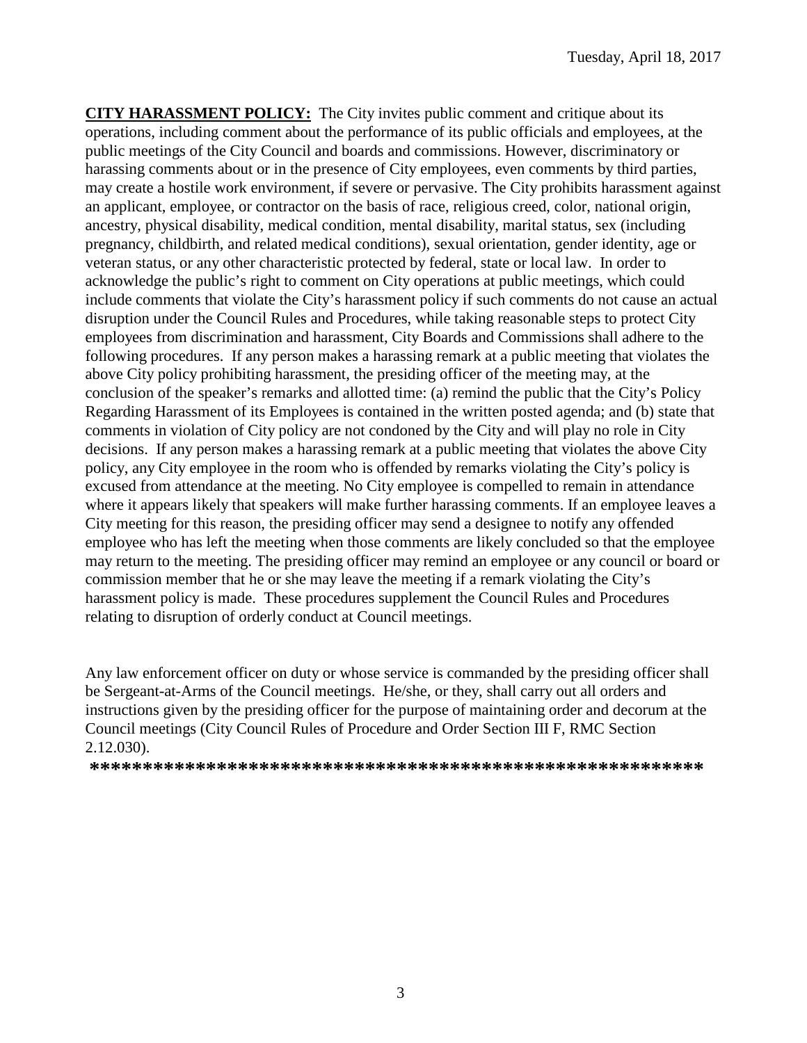**CITY HARASSMENT POLICY:** The City invites public comment and critique about its operations, including comment about the performance of its public officials and employees, at the public meetings of the City Council and boards and commissions. However, discriminatory or harassing comments about or in the presence of City employees, even comments by third parties, may create a hostile work environment, if severe or pervasive. The City prohibits harassment against an applicant, employee, or contractor on the basis of race, religious creed, color, national origin, ancestry, physical disability, medical condition, mental disability, marital status, sex (including pregnancy, childbirth, and related medical conditions), sexual orientation, gender identity, age or veteran status, or any other characteristic protected by federal, state or local law. In order to acknowledge the public's right to comment on City operations at public meetings, which could include comments that violate the City's harassment policy if such comments do not cause an actual disruption under the Council Rules and Procedures, while taking reasonable steps to protect City employees from discrimination and harassment, City Boards and Commissions shall adhere to the following procedures. If any person makes a harassing remark at a public meeting that violates the above City policy prohibiting harassment, the presiding officer of the meeting may, at the conclusion of the speaker's remarks and allotted time: (a) remind the public that the City's Policy Regarding Harassment of its Employees is contained in the written posted agenda; and (b) state that comments in violation of City policy are not condoned by the City and will play no role in City decisions. If any person makes a harassing remark at a public meeting that violates the above City policy, any City employee in the room who is offended by remarks violating the City's policy is excused from attendance at the meeting. No City employee is compelled to remain in attendance where it appears likely that speakers will make further harassing comments. If an employee leaves a City meeting for this reason, the presiding officer may send a designee to notify any offended employee who has left the meeting when those comments are likely concluded so that the employee may return to the meeting. The presiding officer may remind an employee or any council or board or commission member that he or she may leave the meeting if a remark violating the City's harassment policy is made. These procedures supplement the Council Rules and Procedures relating to disruption of orderly conduct at Council meetings.

Any law enforcement officer on duty or whose service is commanded by the presiding officer shall be Sergeant-at-Arms of the Council meetings. He/she, or they, shall carry out all orders and instructions given by the presiding officer for the purpose of maintaining order and decorum at the Council meetings (City Council Rules of Procedure and Order Section III F, RMC Section 2.12.030).

**\*\*\*\*\*\*\*\*\*\*\*\*\*\*\*\*\*\*\*\*\*\*\*\*\*\*\*\*\*\*\*\*\*\*\*\*\*\*\*\*\*\*\*\*\*\*\*\*\*\*\*\*\*\*\*\*\*\*\*\***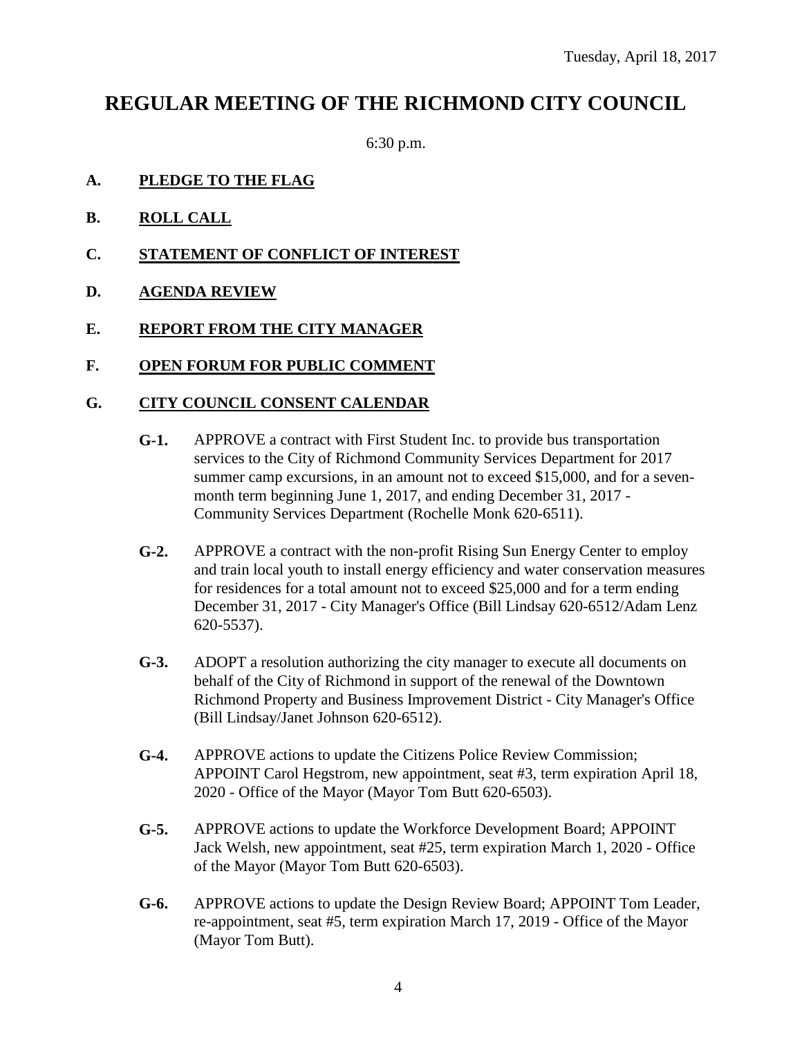Tuesday, April 18, 2017

# REGULAR MEETING OF THE RICHMOND CITY COUNCIL

6:30 p.m.

**A. PLEDGE TO THE FLAG**

**B. ROLL CALL**

**C. STATEMENT OF CONFLICT OF INTEREST**

**D. AGENDA REVIEW**

**E. REPORT FROM THE CITY MANAGER**

**F. OPEN FORUM FOR PUBLIC COMMENT**

**G. CITY COUNCIL CONSENT CALENDAR**

**G-1.** APPROVE a contract with First Student Inc. to provide bus transportation services to the City of Richmond Community Services Department for 2017 summer camp excursions, in an amount not to exceed $15,000, and for a seven-month term beginning June 1, 2017, and ending December 31, 2017 - Community Services Department (Rochelle Monk 620-6511).

**G-2.** APPROVE a contract with the non-profit Rising Sun Energy Center to employ and train local youth to install energy efficiency and water conservation measures for residences for a total amount not to exceed $25,000 and for a term ending December 31, 2017 - City Manager's Office (Bill Lindsay 620-6512/Adam Lenz 620-5537).

**G-3.** ADOPT a resolution authorizing the city manager to execute all documents on behalf of the City of Richmond in support of the renewal of the Downtown Richmond Property and Business Improvement District - City Manager's Office (Bill Lindsay/Janet Johnson 620-6512).

**G-4.** APPROVE actions to update the Citizens Police Review Commission; APPOINT Carol Hegstrom, new appointment, seat #3, term expiration April 18, 2020 - Office of the Mayor (Mayor Tom Butt 620-6503).

**G-5.** APPROVE actions to update the Workforce Development Board; APPOINT Jack Welsh, new appointment, seat #25, term expiration March 1, 2020 - Office of the Mayor (Mayor Tom Butt 620-6503).

**G-6.** APPROVE actions to update the Design Review Board; APPOINT Tom Leader, re-appointment, seat #5, term expiration March 17, 2019 - Office of the Mayor (Mayor Tom Butt).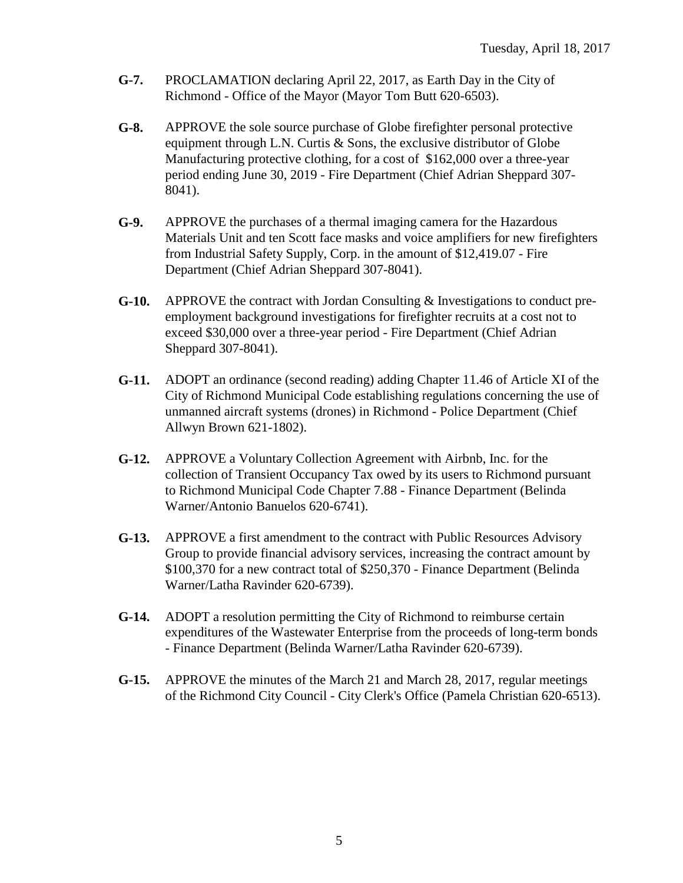**G-7.** PROCLAMATION declaring April 22, 2017, as Earth Day in the City of Richmond - Office of the Mayor (Mayor Tom Butt 620-6503).

**G-8.** APPROVE the sole source purchase of Globe firefighter personal protective equipment through L.N. Curtis & Sons, the exclusive distributor of Globe Manufacturing protective clothing, for a cost of $162,000 over a three-year period ending June 30, 2019 - Fire Department (Chief Adrian Sheppard 307-8041).

**G-9.** APPROVE the purchases of a thermal imaging camera for the Hazardous Materials Unit and ten Scott face masks and voice amplifiers for new firefighters from Industrial Safety Supply, Corp. in the amount of $12,419.07 - Fire Department (Chief Adrian Sheppard 307-8041).

**G-10.** APPROVE the contract with Jordan Consulting & Investigations to conduct pre-employment background investigations for firefighter recruits at a cost not to exceed $30,000 over a three-year period - Fire Department (Chief Adrian Sheppard 307-8041).

**G-11.** ADOPT an ordinance (second reading) adding Chapter 11.46 of Article XI of the City of Richmond Municipal Code establishing regulations concerning the use of unmanned aircraft systems (drones) in Richmond - Police Department (Chief Allwyn Brown 621-1802).

**G-12.** APPROVE a Voluntary Collection Agreement with Airbnb, Inc. for the collection of Transient Occupancy Tax owed by its users to Richmond pursuant to Richmond Municipal Code Chapter 7.88 - Finance Department (Belinda Warner/Antonio Banuelos 620-6741).

**G-13.** APPROVE a first amendment to the contract with Public Resources Advisory Group to provide financial advisory services, increasing the contract amount by $100,370 for a new contract total of $250,370 - Finance Department (Belinda Warner/Latha Ravinder 620-6739).

**G-14.** ADOPT a resolution permitting the City of Richmond to reimburse certain expenditures of the Wastewater Enterprise from the proceeds of long-term bonds - Finance Department (Belinda Warner/Latha Ravinder 620-6739).

**G-15.** APPROVE the minutes of the March 21 and March 28, 2017, regular meetings of the Richmond City Council - City Clerk's Office (Pamela Christian 620-6513).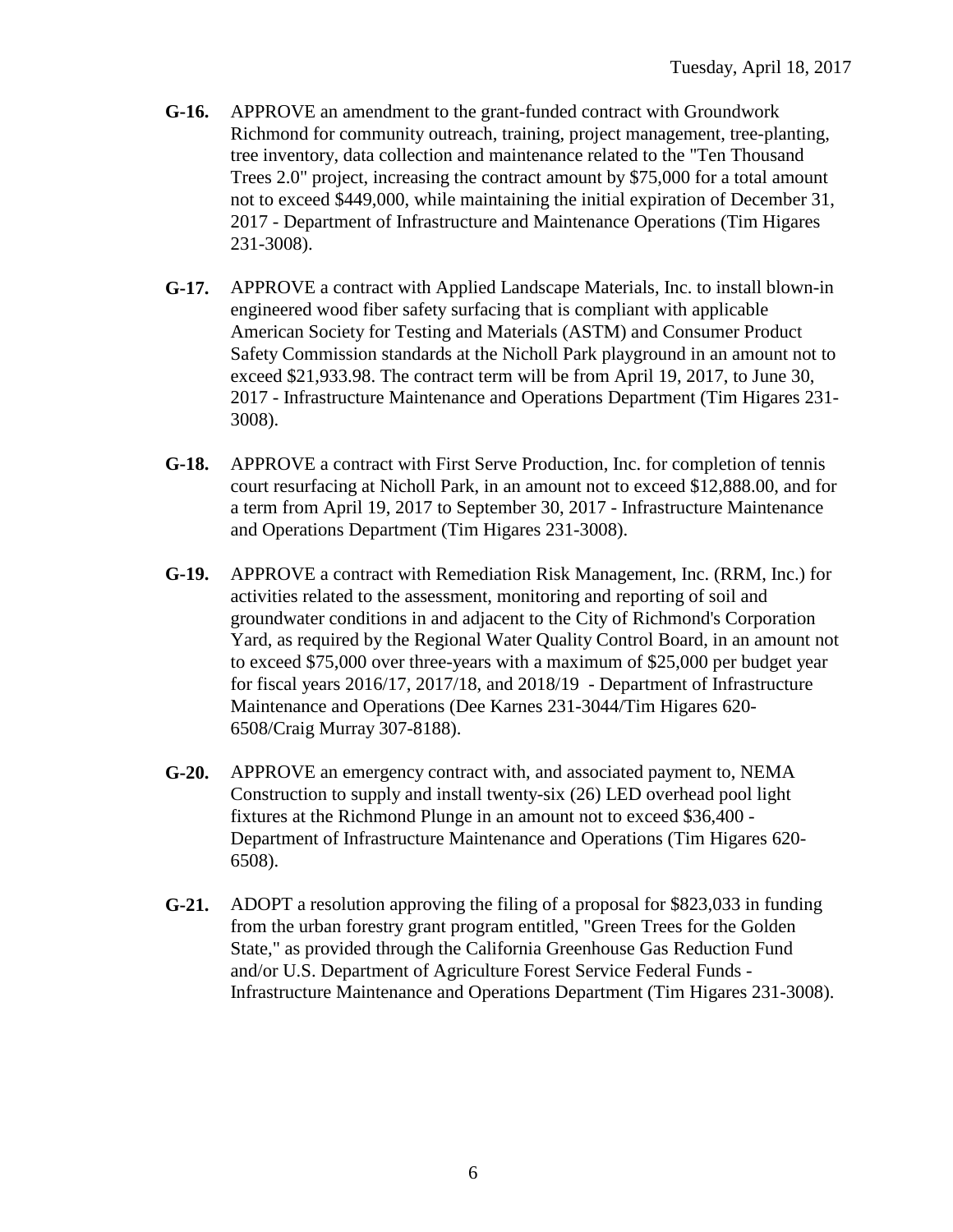**G-16.** APPROVE an amendment to the grant-funded contract with Groundwork Richmond for community outreach, training, project management, tree-planting, tree inventory, data collection and maintenance related to the "Ten Thousand Trees 2.0" project, increasing the contract amount by $75,000 for a total amount not to exceed $449,000, while maintaining the initial expiration of December 31, 2017 - Department of Infrastructure and Maintenance Operations (Tim Higares 231-3008).

**G-17.** APPROVE a contract with Applied Landscape Materials, Inc. to install blown-in engineered wood fiber safety surfacing that is compliant with applicable American Society for Testing and Materials (ASTM) and Consumer Product Safety Commission standards at the Nicholl Park playground in an amount not to exceed $21,933.98. The contract term will be from April 19, 2017, to June 30, 2017 - Infrastructure Maintenance and Operations Department (Tim Higares 231-3008).

**G-18.** APPROVE a contract with First Serve Production, Inc. for completion of tennis court resurfacing at Nicholl Park, in an amount not to exceed $12,888.00, and for a term from April 19, 2017 to September 30, 2017 - Infrastructure Maintenance and Operations Department (Tim Higares 231-3008).

**G-19.** APPROVE a contract with Remediation Risk Management, Inc. (RRM, Inc.) for activities related to the assessment, monitoring and reporting of soil and groundwater conditions in and adjacent to the City of Richmond's Corporation Yard, as required by the Regional Water Quality Control Board, in an amount not to exceed $75,000 over three-years with a maximum of $25,000 per budget year for fiscal years 2016/17, 2017/18, and 2018/19 - Department of Infrastructure Maintenance and Operations (Dee Karnes 231-3044/Tim Higares 620-6508/Craig Murray 307-8188).

**G-20.** APPROVE an emergency contract with, and associated payment to, NEMA Construction to supply and install twenty-six (26) LED overhead pool light fixtures at the Richmond Plunge in an amount not to exceed $36,400 - Department of Infrastructure Maintenance and Operations (Tim Higares 620-6508).

**G-21.** ADOPT a resolution approving the filing of a proposal for $823,033 in funding from the urban forestry grant program entitled, "Green Trees for the Golden State," as provided through the California Greenhouse Gas Reduction Fund and/or U.S. Department of Agriculture Forest Service Federal Funds - Infrastructure Maintenance and Operations Department (Tim Higares 231-3008).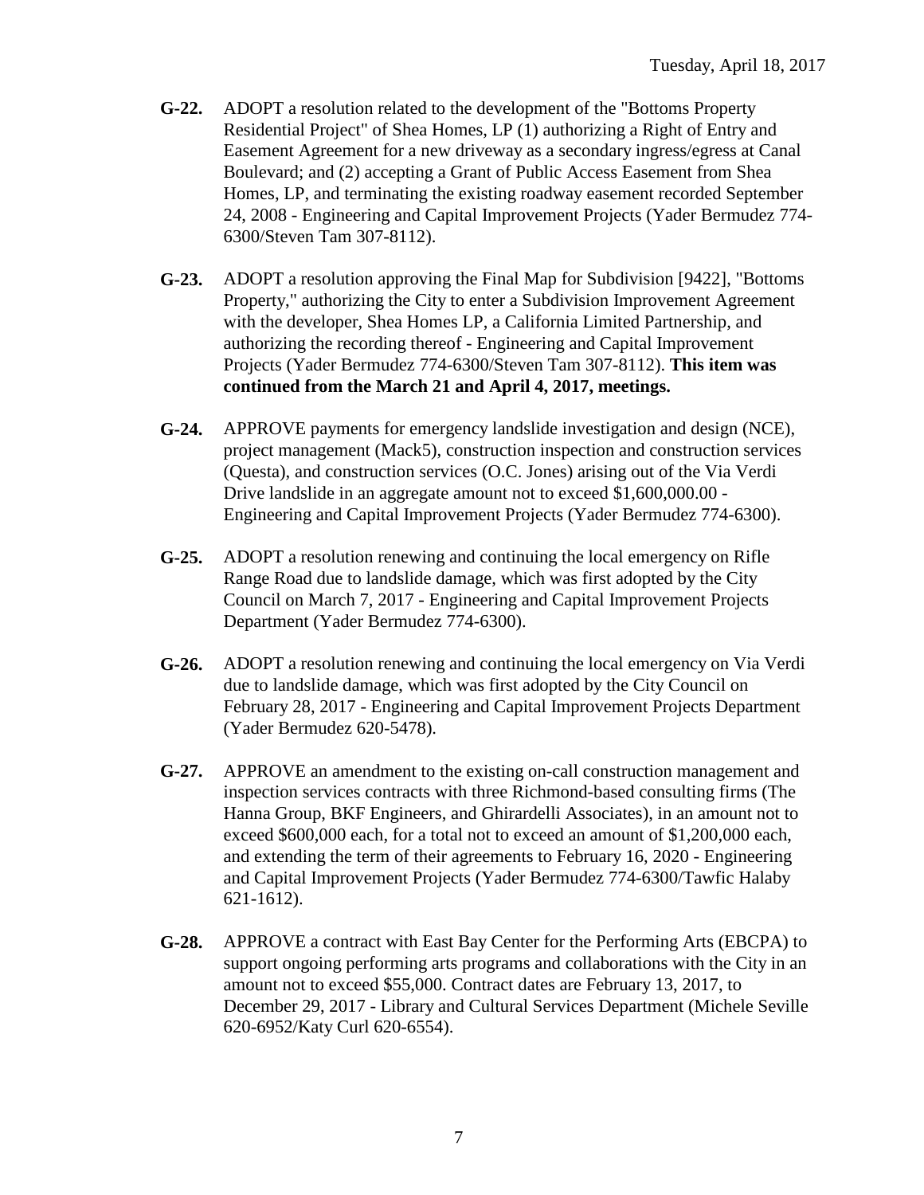**G-22.** ADOPT a resolution related to the development of the "Bottoms Property Residential Project" of Shea Homes, LP (1) authorizing a Right of Entry and Easement Agreement for a new driveway as a secondary ingress/egress at Canal Boulevard; and (2) accepting a Grant of Public Access Easement from Shea Homes, LP, and terminating the existing roadway easement recorded September 24, 2008 - Engineering and Capital Improvement Projects (Yader Bermudez 774-6300/Steven Tam 307-8112).

**G-23.** ADOPT a resolution approving the Final Map for Subdivision [9422], "Bottoms Property," authorizing the City to enter a Subdivision Improvement Agreement with the developer, Shea Homes LP, a California Limited Partnership, and authorizing the recording thereof - Engineering and Capital Improvement Projects (Yader Bermudez 774-6300/Steven Tam 307-8112). **This item was continued from the March 21 and April 4, 2017, meetings.**

**G-24.** APPROVE payments for emergency landslide investigation and design (NCE), project management (Mack5), construction inspection and construction services (Questa), and construction services (O.C. Jones) arising out of the Via Verdi Drive landslide in an aggregate amount not to exceed $1,600,000.00 - Engineering and Capital Improvement Projects (Yader Bermudez 774-6300).

**G-25.** ADOPT a resolution renewing and continuing the local emergency on Rifle Range Road due to landslide damage, which was first adopted by the City Council on March 7, 2017 - Engineering and Capital Improvement Projects Department (Yader Bermudez 774-6300).

**G-26.** ADOPT a resolution renewing and continuing the local emergency on Via Verdi due to landslide damage, which was first adopted by the City Council on February 28, 2017 - Engineering and Capital Improvement Projects Department (Yader Bermudez 620-5478).

**G-27.** APPROVE an amendment to the existing on-call construction management and inspection services contracts with three Richmond-based consulting firms (The Hanna Group, BKF Engineers, and Ghirardelli Associates), in an amount not to exceed $600,000 each, for a total not to exceed an amount of $1,200,000 each, and extending the term of their agreements to February 16, 2020 - Engineering and Capital Improvement Projects (Yader Bermudez 774-6300/Tawfic Halaby 621-1612).

**G-28.** APPROVE a contract with East Bay Center for the Performing Arts (EBCPA) to support ongoing performing arts programs and collaborations with the City in an amount not to exceed $55,000. Contract dates are February 13, 2017, to December 29, 2017 - Library and Cultural Services Department (Michele Seville 620-6952/Katy Curl 620-6554).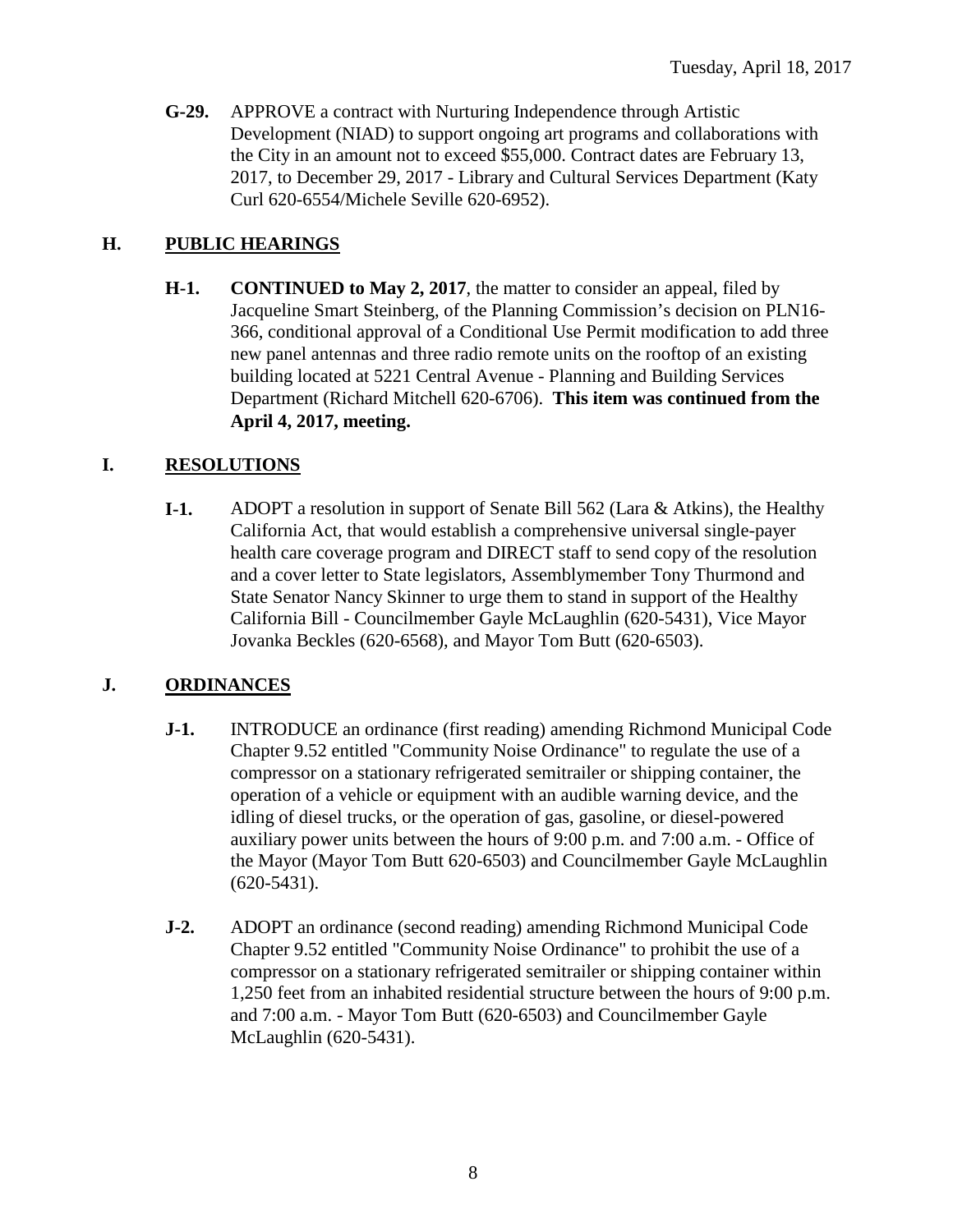**G-29.** APPROVE a contract with Nurturing Independence through Artistic Development (NIAD) to support ongoing art programs and collaborations with the City in an amount not to exceed $55,000. Contract dates are February 13, 2017, to December 29, 2017 - Library and Cultural Services Department (Katy Curl 620-6554/Michele Seville 620-6952).

## H. PUBLIC HEARINGS

**H-1.** **CONTINUED to May 2, 2017**, the matter to consider an appeal, filed by Jacqueline Smart Steinberg, of the Planning Commission's decision on PLN16-366, conditional approval of a Conditional Use Permit modification to add three new panel antennas and three radio remote units on the rooftop of an existing building located at 5221 Central Avenue - Planning and Building Services Department (Richard Mitchell 620-6706). **This item was continued from the April 4, 2017, meeting.**

## I. RESOLUTIONS

**I-1.** ADOPT a resolution in support of Senate Bill 562 (Lara & Atkins), the Healthy California Act, that would establish a comprehensive universal single-payer health care coverage program and DIRECT staff to send copy of the resolution and a cover letter to State legislators, Assemblymember Tony Thurmond and State Senator Nancy Skinner to urge them to stand in support of the Healthy California Bill - Councilmember Gayle McLaughlin (620-5431), Vice Mayor Jovanka Beckles (620-6568), and Mayor Tom Butt (620-6503).

## J. ORDINANCES

**J-1.** INTRODUCE an ordinance (first reading) amending Richmond Municipal Code Chapter 9.52 entitled "Community Noise Ordinance" to regulate the use of a compressor on a stationary refrigerated semitrailer or shipping container, the operation of a vehicle or equipment with an audible warning device, and the idling of diesel trucks, or the operation of gas, gasoline, or diesel-powered auxiliary power units between the hours of 9:00 p.m. and 7:00 a.m. - Office of the Mayor (Mayor Tom Butt 620-6503) and Councilmember Gayle McLaughlin (620-5431).

**J-2.** ADOPT an ordinance (second reading) amending Richmond Municipal Code Chapter 9.52 entitled "Community Noise Ordinance" to prohibit the use of a compressor on a stationary refrigerated semitrailer or shipping container within 1,250 feet from an inhabited residential structure between the hours of 9:00 p.m. and 7:00 a.m. - Mayor Tom Butt (620-6503) and Councilmember Gayle McLaughlin (620-5431).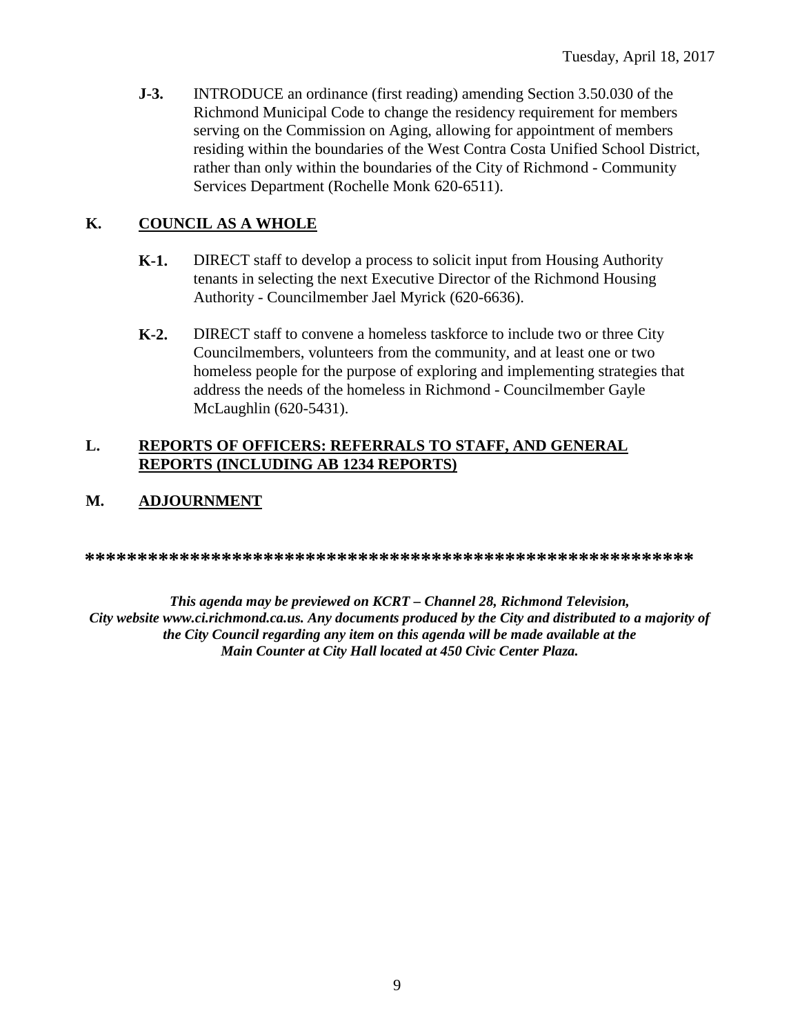**J-3.** INTRODUCE an ordinance (first reading) amending Section 3.50.030 of the Richmond Municipal Code to change the residency requirement for members serving on the Commission on Aging, allowing for appointment of members residing within the boundaries of the West Contra Costa Unified School District, rather than only within the boundaries of the City of Richmond - Community Services Department (Rochelle Monk 620-6511).

## K. COUNCIL AS A WHOLE

**K-1.** DIRECT staff to develop a process to solicit input from Housing Authority tenants in selecting the next Executive Director of the Richmond Housing Authority - Councilmember Jael Myrick (620-6636).

**K-2.** DIRECT staff to convene a homeless taskforce to include two or three City Councilmembers, volunteers from the community, and at least one or two homeless people for the purpose of exploring and implementing strategies that address the needs of the homeless in Richmond - Councilmember Gayle McLaughlin (620-5431).

## L. REPORTS OF OFFICERS: REFERRALS TO STAFF, AND GENERAL REPORTS (INCLUDING AB 1234 REPORTS)

## M. ADJOURNMENT

**************************************************************

***This agenda may be previewed on KCRT – Channel 28, Richmond Television, City website www.ci.richmond.ca.us. Any documents produced by the City and distributed to a majority of the City Council regarding any item on this agenda will be made available at the Main Counter at City Hall located at 450 Civic Center Plaza.***